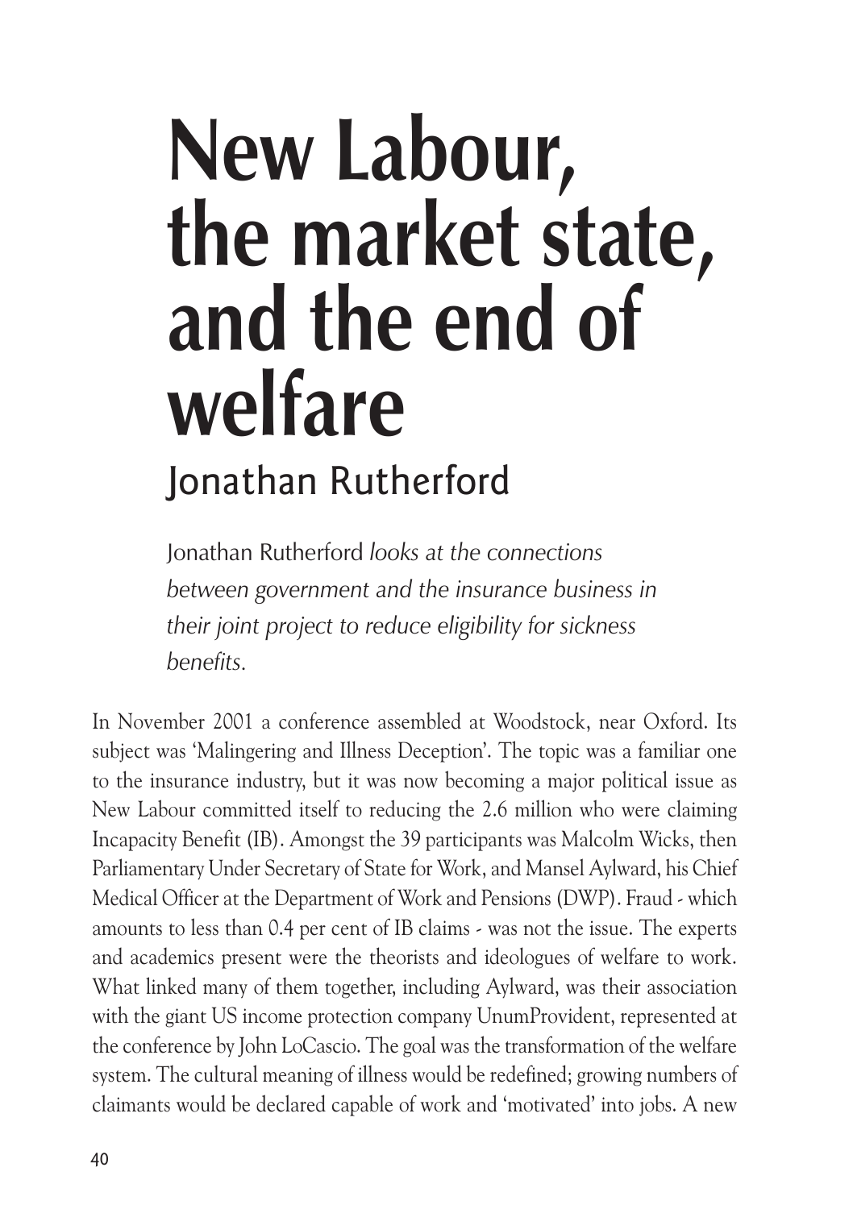# New Labour, the market state, and the end of welfare

## Jonathan Rutherford

Jonathan Rutherford *looks at the connections between government and the insurance business in their joint project to reduce eligibility for sickness benefits.*

In November 2001 a conference assembled at Woodstock, near Oxford. Its subject was 'Malingering and Illness Deception'. The topic was a familiar one to the insurance industry, but it was now becoming a major political issue as New Labour committed itself to reducing the 2.6 million who were claiming Incapacity Benefit (IB). Amongst the 39 participants was Malcolm Wicks, then Parliamentary Under Secretary of State for Work, and Mansel Aylward, his Chief Medical Officer at the Department of Work and Pensions (DWP). Fraud - which amounts to less than 0.4 per cent of IB claims - was not the issue. The experts and academics present were the theorists and ideologues of welfare to work. What linked many of them together, including Aylward, was their association with the giant US income protection company UnumProvident, represented at the conference by John LoCascio. The goal was the transformation of the welfare system. The cultural meaning of illness would be redefined; growing numbers of claimants would be declared capable of work and 'motivated' into jobs. A new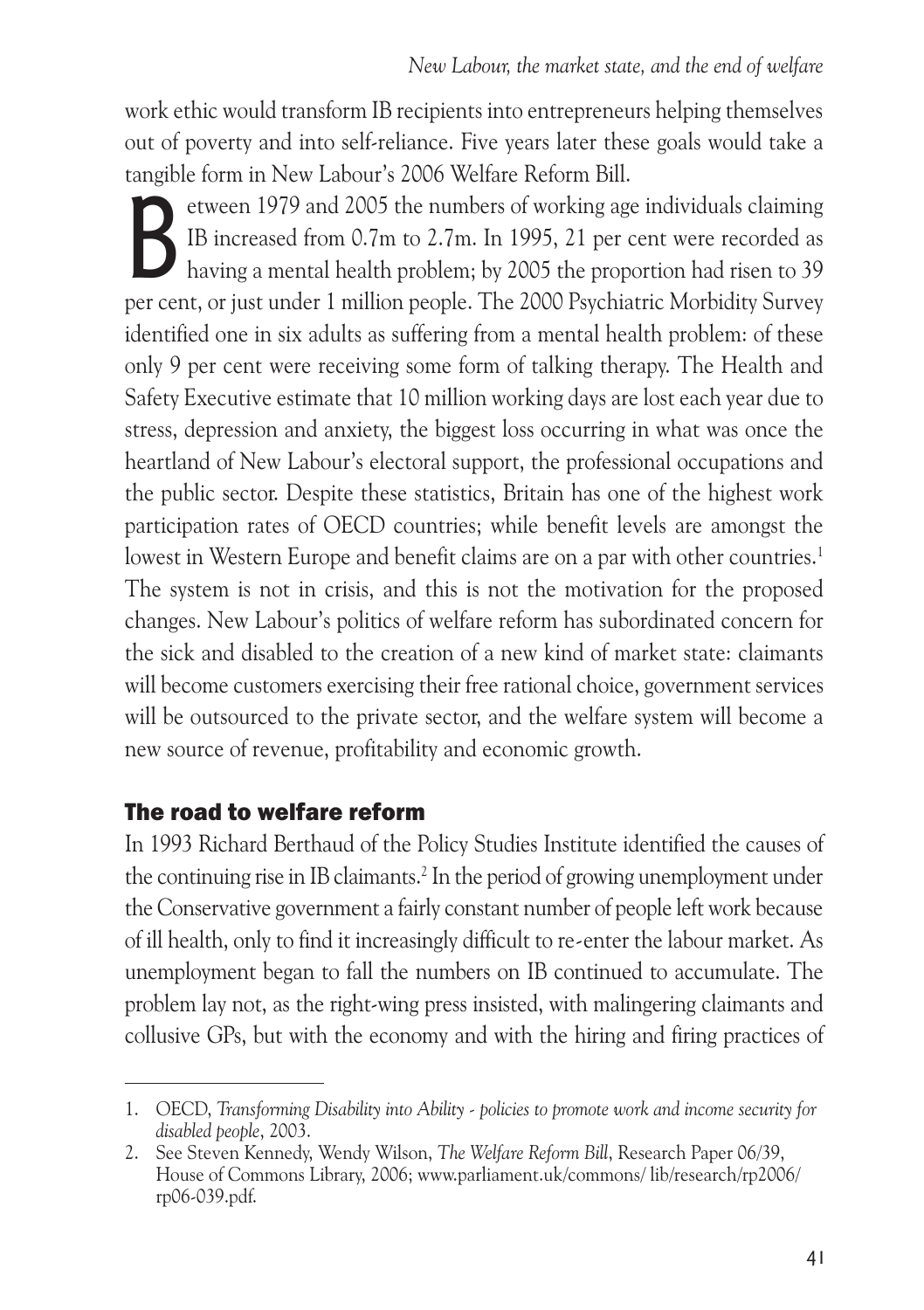work ethic would transform IB recipients into entrepreneurs helping themselves out of poverty and into self-reliance. Five years later these goals would take a tangible form in New Labour's 2006 Welfare Reform Bill.

Between 1979 and 2005 the numbers of working age individuals claiming IB increased from 0.7m to 2.7m. In 1995, 21 per cent were recorded as having a mental health problem; by 2005 the proportion had risen to 39 per cent, or just under 1 million people. The 2000 Psychiatric Morbidity Survey identified one in six adults as suffering from a mental health problem: of these only 9 per cent were receiving some form of talking therapy. The Health and Safety Executive estimate that 10 million working days are lost each year due to stress, depression and anxiety, the biggest loss occurring in what was once the heartland of New Labour's electoral support, the professional occupations and the public sector. Despite these statistics, Britain has one of the highest work participation rates of OECD countries; while benefit levels are amongst the lowest in Western Europe and benefit claims are on a par with other countries.[1] The system is not in crisis, and this is not the motivation for the proposed changes. New Labour's politics of welfare reform has subordinated concern for the sick and disabled to the creation of a new kind of market state: claimants will become customers exercising their free rational choice, government services will be outsourced to the private sector, and the welfare system will become a new source of revenue, profitability and economic growth.

## The road to welfare reform

In 1993 Richard Berthaud of the Policy Studies Institute identified the causes of the continuing rise in IB claimants.[2] In the period of growing unemployment under the Conservative government a fairly constant number of people left work because of ill health, only to find it increasingly difficult to re-enter the labour market. As unemployment began to fall the numbers on IB continued to accumulate. The problem lay not, as the right-wing press insisted, with malingering claimants and collusive GPs, but with the economy and with the hiring and firing practices of

---

1. OECD, *Transforming Disability into Ability - policies to promote work and income security for disabled people*, 2003.
2. See Steven Kennedy, Wendy Wilson, *The Welfare Reform Bill*, Research Paper 06/39, House of Commons Library, 2006; www.parliament.uk/commons/ lib/research/rp2006/ rp06-039.pdf.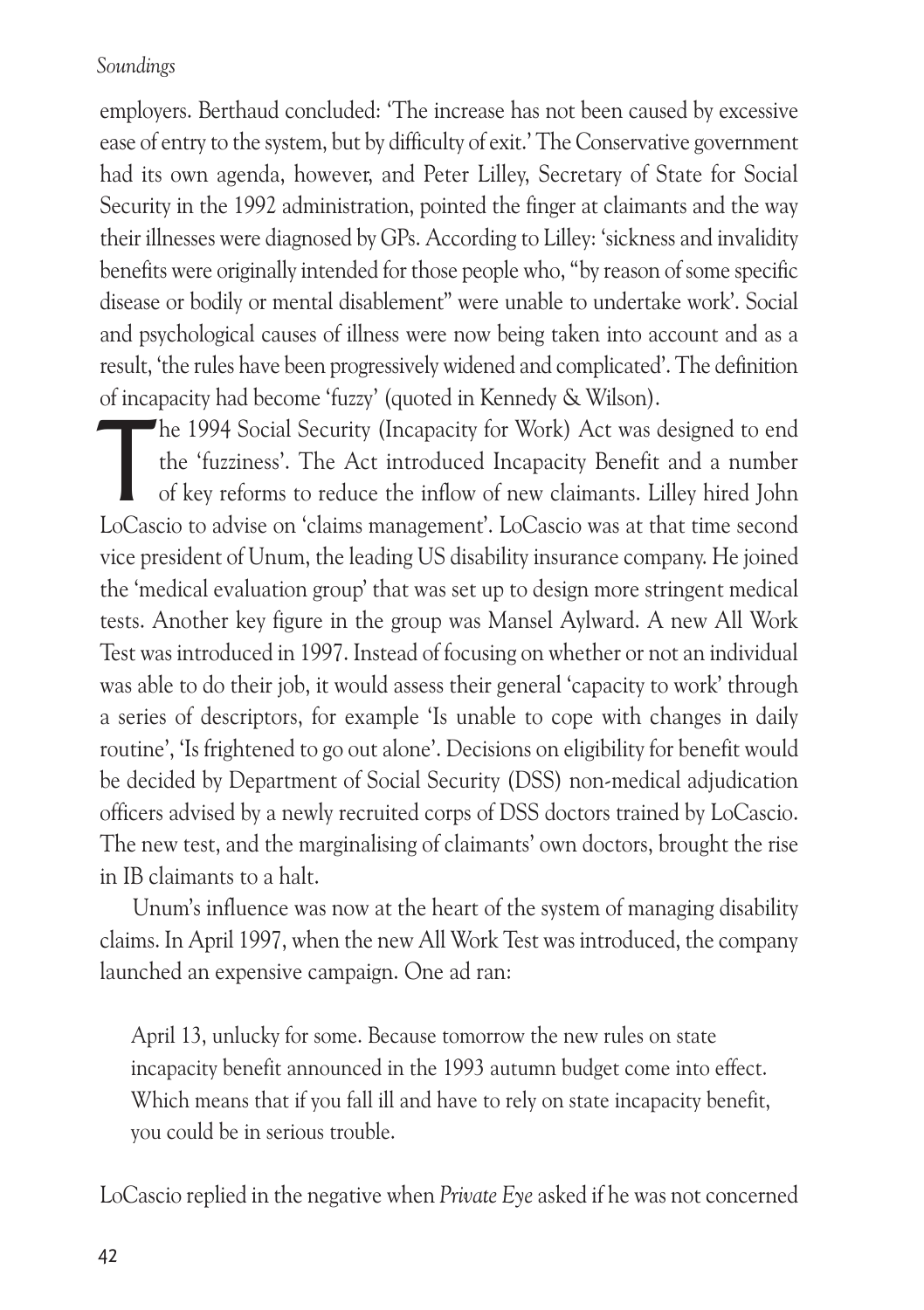employers. Berthaud concluded: 'The increase has not been caused by excessive ease of entry to the system, but by difficulty of exit.' The Conservative government had its own agenda, however, and Peter Lilley, Secretary of State for Social Security in the 1992 administration, pointed the finger at claimants and the way their illnesses were diagnosed by GPs. According to Lilley: 'sickness and invalidity benefits were originally intended for those people who, "by reason of some specific disease or bodily or mental disablement" were unable to undertake work'. Social and psychological causes of illness were now being taken into account and as a result, 'the rules have been progressively widened and complicated'. The definition of incapacity had become 'fuzzy' (quoted in Kennedy & Wilson).

The 1994 Social Security (Incapacity for Work) Act was designed to end the 'fuzziness'. The Act introduced Incapacity Benefit and a number of key reforms to reduce the inflow of new claimants. Lilley hired John LoCascio to advise on 'claims management'. LoCascio was at that time second vice president of Unum, the leading US disability insurance company. He joined the 'medical evaluation group' that was set up to design more stringent medical tests. Another key figure in the group was Mansel Aylward. A new All Work Test was introduced in 1997. Instead of focusing on whether or not an individual was able to do their job, it would assess their general 'capacity to work' through a series of descriptors, for example 'Is unable to cope with changes in daily routine', 'Is frightened to go out alone'. Decisions on eligibility for benefit would be decided by Department of Social Security (DSS) non-medical adjudication officers advised by a newly recruited corps of DSS doctors trained by LoCascio. The new test, and the marginalising of claimants' own doctors, brought the rise in IB claimants to a halt.

Unum's influence was now at the heart of the system of managing disability claims. In April 1997, when the new All Work Test was introduced, the company launched an expensive campaign. One ad ran:

> April 13, unlucky for some. Because tomorrow the new rules on state incapacity benefit announced in the 1993 autumn budget come into effect. Which means that if you fall ill and have to rely on state incapacity benefit, you could be in serious trouble.

LoCascio replied in the negative when *Private Eye* asked if he was not concerned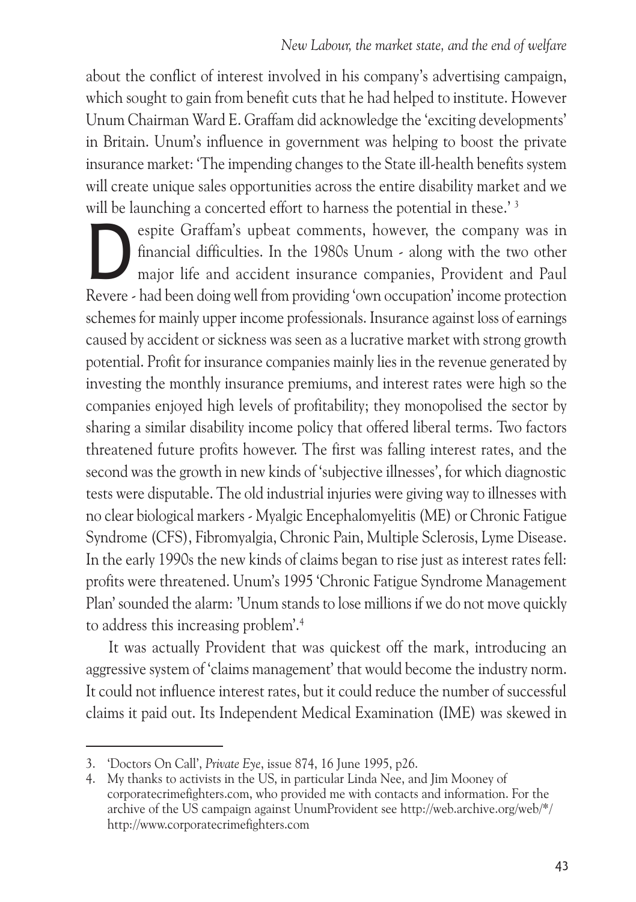about the conflict of interest involved in his company's advertising campaign, which sought to gain from benefit cuts that he had helped to institute. However Unum Chairman Ward E. Graffam did acknowledge the 'exciting developments' in Britain. Unum's influence in government was helping to boost the private insurance market: 'The impending changes to the State ill-health benefits system will create unique sales opportunities across the entire disability market and we will be launching a concerted effort to harness the potential in these.' [3]

Despite Graffam's upbeat comments, however, the company was in financial difficulties. In the 1980s Unum - along with the two other major life and accident insurance companies, Provident and Paul Revere - had been doing well from providing 'own occupation' income protection schemes for mainly upper income professionals. Insurance against loss of earnings caused by accident or sickness was seen as a lucrative market with strong growth potential. Profit for insurance companies mainly lies in the revenue generated by investing the monthly insurance premiums, and interest rates were high so the companies enjoyed high levels of profitability; they monopolised the sector by sharing a similar disability income policy that offered liberal terms. Two factors threatened future profits however. The first was falling interest rates, and the second was the growth in new kinds of 'subjective illnesses', for which diagnostic tests were disputable. The old industrial injuries were giving way to illnesses with no clear biological markers - Myalgic Encephalomyelitis (ME) or Chronic Fatigue Syndrome (CFS), Fibromyalgia, Chronic Pain, Multiple Sclerosis, Lyme Disease. In the early 1990s the new kinds of claims began to rise just as interest rates fell: profits were threatened. Unum's 1995 'Chronic Fatigue Syndrome Management Plan' sounded the alarm: 'Unum stands to lose millions if we do not move quickly to address this increasing problem'.[4]

It was actually Provident that was quickest off the mark, introducing an aggressive system of 'claims management' that would become the industry norm. It could not influence interest rates, but it could reduce the number of successful claims it paid out. Its Independent Medical Examination (IME) was skewed in

---

3. 'Doctors On Call', *Private Eye*, issue 874, 16 June 1995, p26.
4. My thanks to activists in the US, in particular Linda Nee, and Jim Mooney of corporatecrimefighters.com, who provided me with contacts and information. For the archive of the US campaign against UnumProvident see http://web.archive.org/web/*/http://www.corporatecrimefighters.com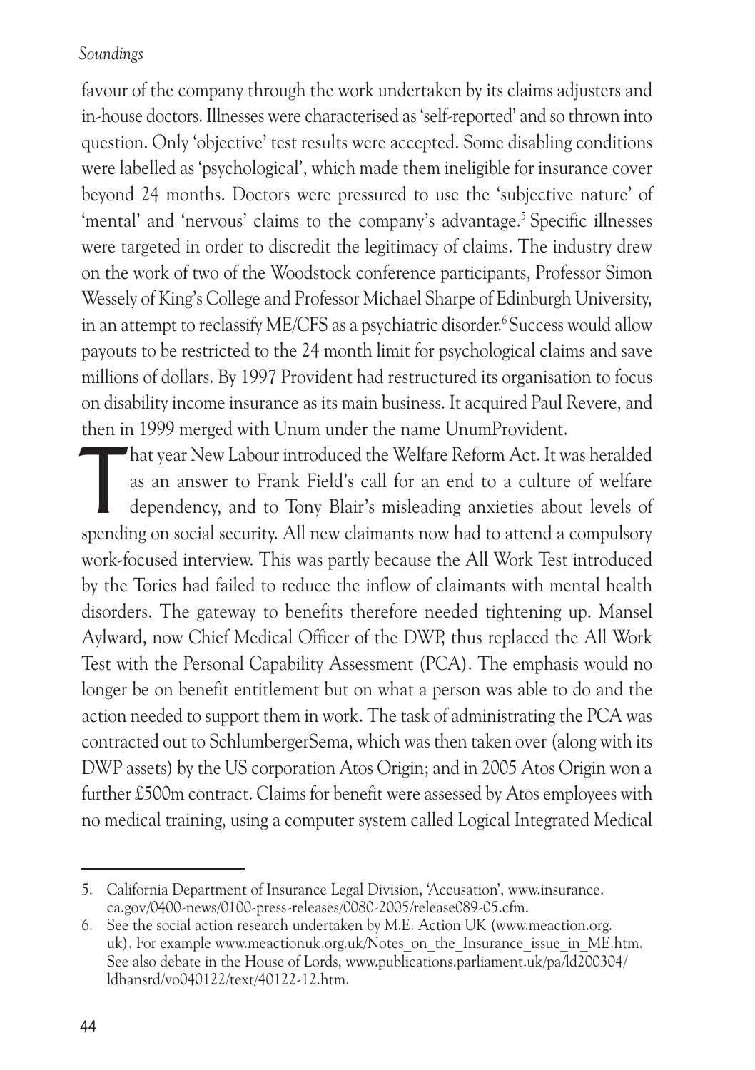favour of the company through the work undertaken by its claims adjusters and in-house doctors. Illnesses were characterised as 'self-reported' and so thrown into question. Only 'objective' test results were accepted. Some disabling conditions were labelled as 'psychological', which made them ineligible for insurance cover beyond 24 months. Doctors were pressured to use the 'subjective nature' of 'mental' and 'nervous' claims to the company's advantage.[5] Specific illnesses were targeted in order to discredit the legitimacy of claims. The industry drew on the work of two of the Woodstock conference participants, Professor Simon Wessely of King's College and Professor Michael Sharpe of Edinburgh University, in an attempt to reclassify ME/CFS as a psychiatric disorder.[6] Success would allow payouts to be restricted to the 24 month limit for psychological claims and save millions of dollars. By 1997 Provident had restructured its organisation to focus on disability income insurance as its main business. It acquired Paul Revere, and then in 1999 merged with Unum under the name UnumProvident.

That year New Labour introduced the Welfare Reform Act. It was heralded as an answer to Frank Field's call for an end to a culture of welfare dependency, and to Tony Blair's misleading anxieties about levels of spending on social security. All new claimants now had to attend a compulsory work-focused interview. This was partly because the All Work Test introduced by the Tories had failed to reduce the inflow of claimants with mental health disorders. The gateway to benefits therefore needed tightening up. Mansel Aylward, now Chief Medical Officer of the DWP, thus replaced the All Work Test with the Personal Capability Assessment (PCA). The emphasis would no longer be on benefit entitlement but on what a person was able to do and the action needed to support them in work. The task of administrating the PCA was contracted out to SchlumbergerSema, which was then taken over (along with its DWP assets) by the US corporation Atos Origin; and in 2005 Atos Origin won a further £500m contract. Claims for benefit were assessed by Atos employees with no medical training, using a computer system called Logical Integrated Medical

---

5. California Department of Insurance Legal Division, 'Accusation', www.insurance.ca.gov/0400-news/0100-press-releases/0080-2005/release089-05.cfm.
6. See the social action research undertaken by M.E. Action UK (www.meaction.org.uk). For example www.meactionuk.org.uk/Notes_on_the_Insurance_issue_in_ME.htm. See also debate in the House of Lords, www.publications.parliament.uk/pa/ld200304/ldhansrd/vo040122/text/40122-12.htm.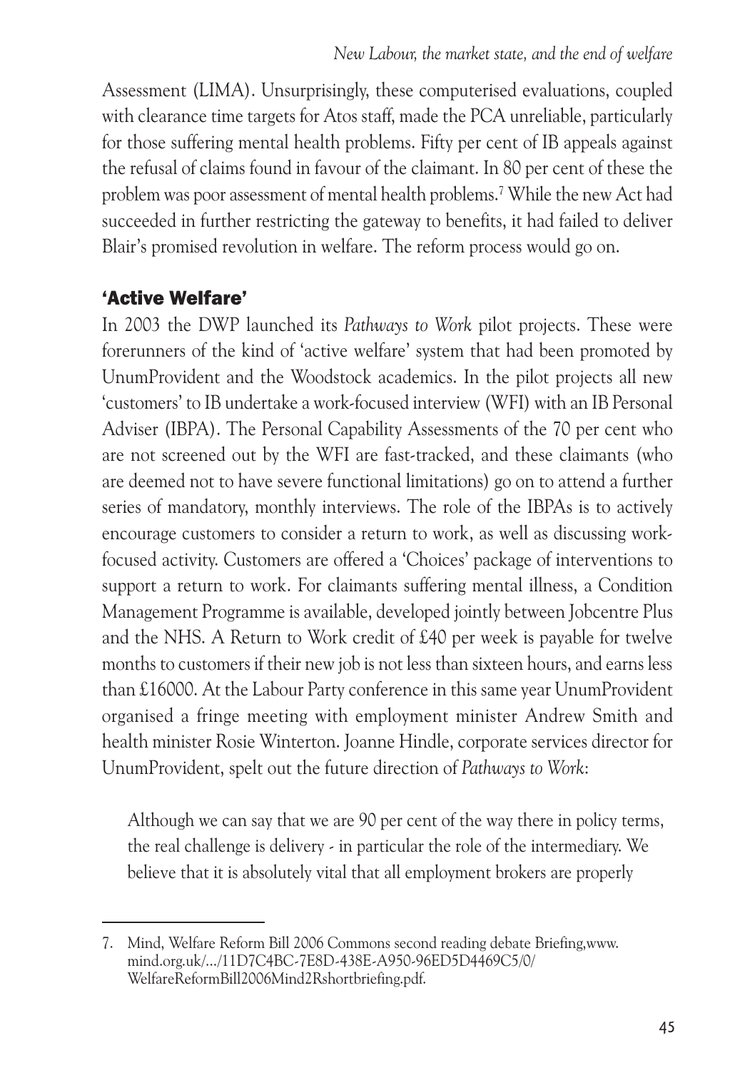Assessment (LIMA). Unsurprisingly, these computerised evaluations, coupled with clearance time targets for Atos staff, made the PCA unreliable, particularly for those suffering mental health problems. Fifty per cent of IB appeals against the refusal of claims found in favour of the claimant. In 80 per cent of these the problem was poor assessment of mental health problems.[7] While the new Act had succeeded in further restricting the gateway to benefits, it had failed to deliver Blair's promised revolution in welfare. The reform process would go on.

## 'Active Welfare'

In 2003 the DWP launched its *Pathways to Work* pilot projects. These were forerunners of the kind of 'active welfare' system that had been promoted by UnumProvident and the Woodstock academics. In the pilot projects all new 'customers' to IB undertake a work-focused interview (WFI) with an IB Personal Adviser (IBPA). The Personal Capability Assessments of the 70 per cent who are not screened out by the WFI are fast-tracked, and these claimants (who are deemed not to have severe functional limitations) go on to attend a further series of mandatory, monthly interviews. The role of the IBPAs is to actively encourage customers to consider a return to work, as well as discussing work-focused activity. Customers are offered a 'Choices' package of interventions to support a return to work. For claimants suffering mental illness, a Condition Management Programme is available, developed jointly between Jobcentre Plus and the NHS. A Return to Work credit of £40 per week is payable for twelve months to customers if their new job is not less than sixteen hours, and earns less than £16000. At the Labour Party conference in this same year UnumProvident organised a fringe meeting with employment minister Andrew Smith and health minister Rosie Winterton. Joanne Hindle, corporate services director for UnumProvident, spelt out the future direction of *Pathways to Work*:

> Although we can say that we are 90 per cent of the way there in policy terms, the real challenge is delivery - in particular the role of the intermediary. We believe that it is absolutely vital that all employment brokers are properly

---

7. Mind, Welfare Reform Bill 2006 Commons second reading debate Briefing,www.mind.org.uk/.../11D7C4BC-7E8D-438E-A950-96ED5D4469C5/0/WelfareReformBill2006Mind2Rshortbriefing.pdf.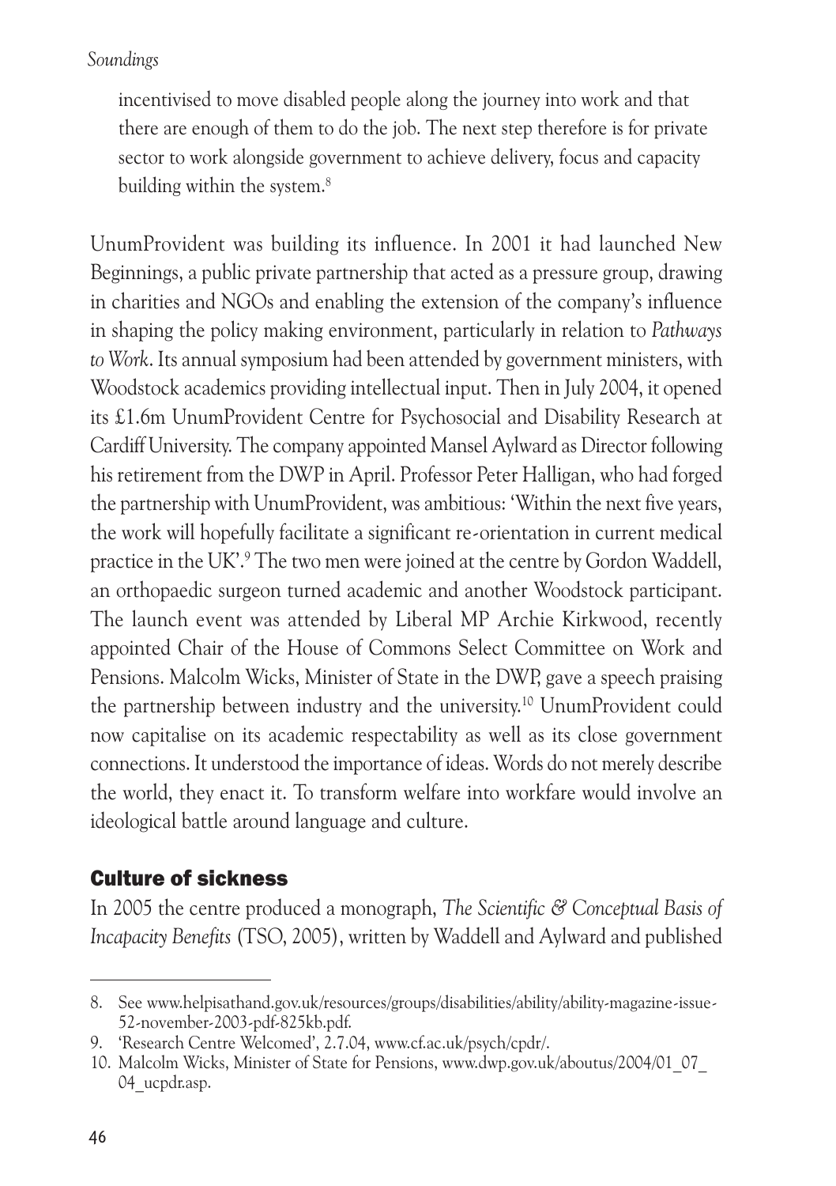incentivised to move disabled people along the journey into work and that there are enough of them to do the job. The next step therefore is for private sector to work alongside government to achieve delivery, focus and capacity building within the system.[8]

UnumProvident was building its influence. In 2001 it had launched New Beginnings, a public private partnership that acted as a pressure group, drawing in charities and NGOs and enabling the extension of the company's influence in shaping the policy making environment, particularly in relation to *Pathways to Work*. Its annual symposium had been attended by government ministers, with Woodstock academics providing intellectual input. Then in July 2004, it opened its £1.6m UnumProvident Centre for Psychosocial and Disability Research at Cardiff University. The company appointed Mansel Aylward as Director following his retirement from the DWP in April. Professor Peter Halligan, who had forged the partnership with UnumProvident, was ambitious: 'Within the next five years, the work will hopefully facilitate a significant re-orientation in current medical practice in the UK'.[9] The two men were joined at the centre by Gordon Waddell, an orthopaedic surgeon turned academic and another Woodstock participant. The launch event was attended by Liberal MP Archie Kirkwood, recently appointed Chair of the House of Commons Select Committee on Work and Pensions. Malcolm Wicks, Minister of State in the DWP, gave a speech praising the partnership between industry and the university.[10] UnumProvident could now capitalise on its academic respectability as well as its close government connections. It understood the importance of ideas. Words do not merely describe the world, they enact it. To transform welfare into workfare would involve an ideological battle around language and culture.

## Culture of sickness

In 2005 the centre produced a monograph, *The Scientific & Conceptual Basis of Incapacity Benefits* (TSO, 2005), written by Waddell and Aylward and published

---

8. See www.helpisathand.gov.uk/resources/groups/disabilities/ability/ability-magazine-issue-52-november-2003-pdf-825kb.pdf.
9. 'Research Centre Welcomed', 2.7.04, www.cf.ac.uk/psych/cpdr/.
10. Malcolm Wicks, Minister of State for Pensions, www.dwp.gov.uk/aboutus/2004/01_07_04_ucpdr.asp.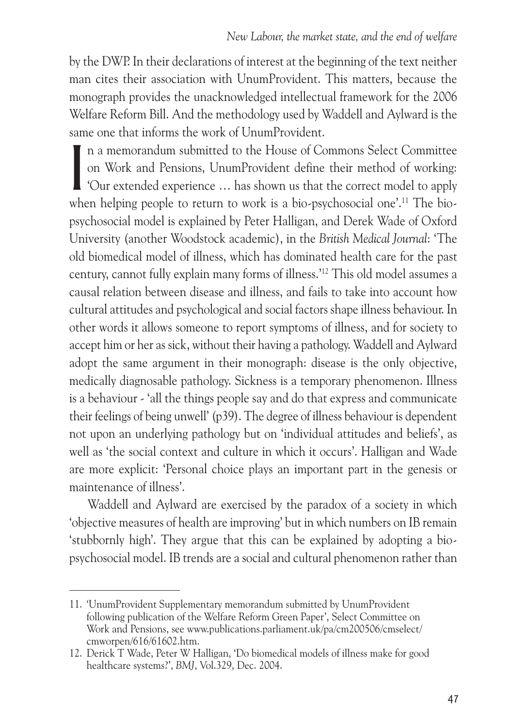by the DWP. In their declarations of interest at the beginning of the text neither man cites their association with UnumProvident. This matters, because the monograph provides the unacknowledged intellectual framework for the 2006 Welfare Reform Bill. And the methodology used by Waddell and Aylward is the same one that informs the work of UnumProvident.

In a memorandum submitted to the House of Commons Select Committee on Work and Pensions, UnumProvident define their method of working: 'Our extended experience … has shown us that the correct model to apply when helping people to return to work is a bio-psychosocial one'.[11] The bio-psychosocial model is explained by Peter Halligan, and Derek Wade of Oxford University (another Woodstock academic), in the *British Medical Journal*: 'The old biomedical model of illness, which has dominated health care for the past century, cannot fully explain many forms of illness.'[12] This old model assumes a causal relation between disease and illness, and fails to take into account how cultural attitudes and psychological and social factors shape illness behaviour. In other words it allows someone to report symptoms of illness, and for society to accept him or her as sick, without their having a pathology. Waddell and Aylward adopt the same argument in their monograph: disease is the only objective, medically diagnosable pathology. Sickness is a temporary phenomenon. Illness is a behaviour - 'all the things people say and do that express and communicate their feelings of being unwell' (p39). The degree of illness behaviour is dependent not upon an underlying pathology but on 'individual attitudes and beliefs', as well as 'the social context and culture in which it occurs'. Halligan and Wade are more explicit: 'Personal choice plays an important part in the genesis or maintenance of illness'.

Waddell and Aylward are exercised by the paradox of a society in which 'objective measures of health are improving' but in which numbers on IB remain 'stubbornly high'. They argue that this can be explained by adopting a bio-psychosocial model. IB trends are a social and cultural phenomenon rather than

---

11. 'UnumProvident Supplementary memorandum submitted by UnumProvident following publication of the Welfare Reform Green Paper', Select Committee on Work and Pensions, see www.publications.parliament.uk/pa/cm200506/cmselect/cmworpen/616/61602.htm.
12. Derick T Wade, Peter W Halligan, 'Do biomedical models of illness make for good healthcare systems?', *BMJ*, Vol.329, Dec. 2004.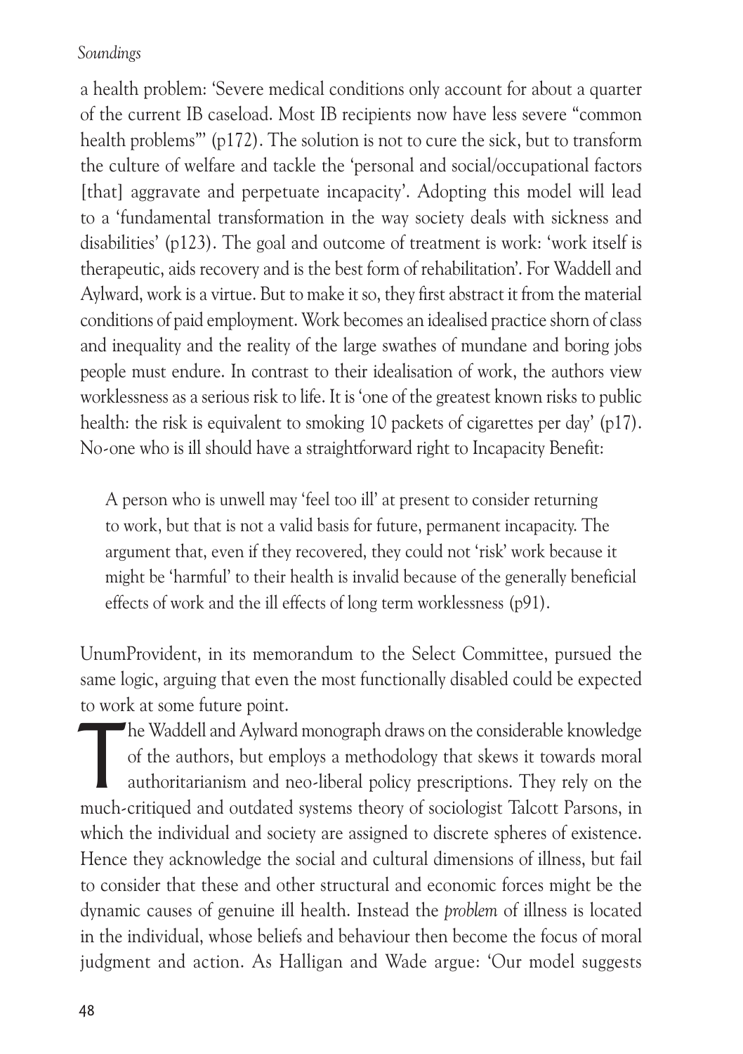a health problem: 'Severe medical conditions only account for about a quarter of the current IB caseload. Most IB recipients now have less severe "common health problems"' (p172). The solution is not to cure the sick, but to transform the culture of welfare and tackle the 'personal and social/occupational factors [that] aggravate and perpetuate incapacity'. Adopting this model will lead to a 'fundamental transformation in the way society deals with sickness and disabilities' (p123). The goal and outcome of treatment is work: 'work itself is therapeutic, aids recovery and is the best form of rehabilitation'. For Waddell and Aylward, work is a virtue. But to make it so, they first abstract it from the material conditions of paid employment. Work becomes an idealised practice shorn of class and inequality and the reality of the large swathes of mundane and boring jobs people must endure. In contrast to their idealisation of work, the authors view worklessness as a serious risk to life. It is 'one of the greatest known risks to public health: the risk is equivalent to smoking 10 packets of cigarettes per day' (p17). No-one who is ill should have a straightforward right to Incapacity Benefit:

> A person who is unwell may 'feel too ill' at present to consider returning to work, but that is not a valid basis for future, permanent incapacity. The argument that, even if they recovered, they could not 'risk' work because it might be 'harmful' to their health is invalid because of the generally beneficial effects of work and the ill effects of long term worklessness (p91).

UnumProvident, in its memorandum to the Select Committee, pursued the same logic, arguing that even the most functionally disabled could be expected to work at some future point.

The Waddell and Aylward monograph draws on the considerable knowledge of the authors, but employs a methodology that skews it towards moral authoritarianism and neo-liberal policy prescriptions. They rely on the much-critiqued and outdated systems theory of sociologist Talcott Parsons, in which the individual and society are assigned to discrete spheres of existence. Hence they acknowledge the social and cultural dimensions of illness, but fail to consider that these and other structural and economic forces might be the dynamic causes of genuine ill health. Instead the *problem* of illness is located in the individual, whose beliefs and behaviour then become the focus of moral judgment and action. As Halligan and Wade argue: 'Our model suggests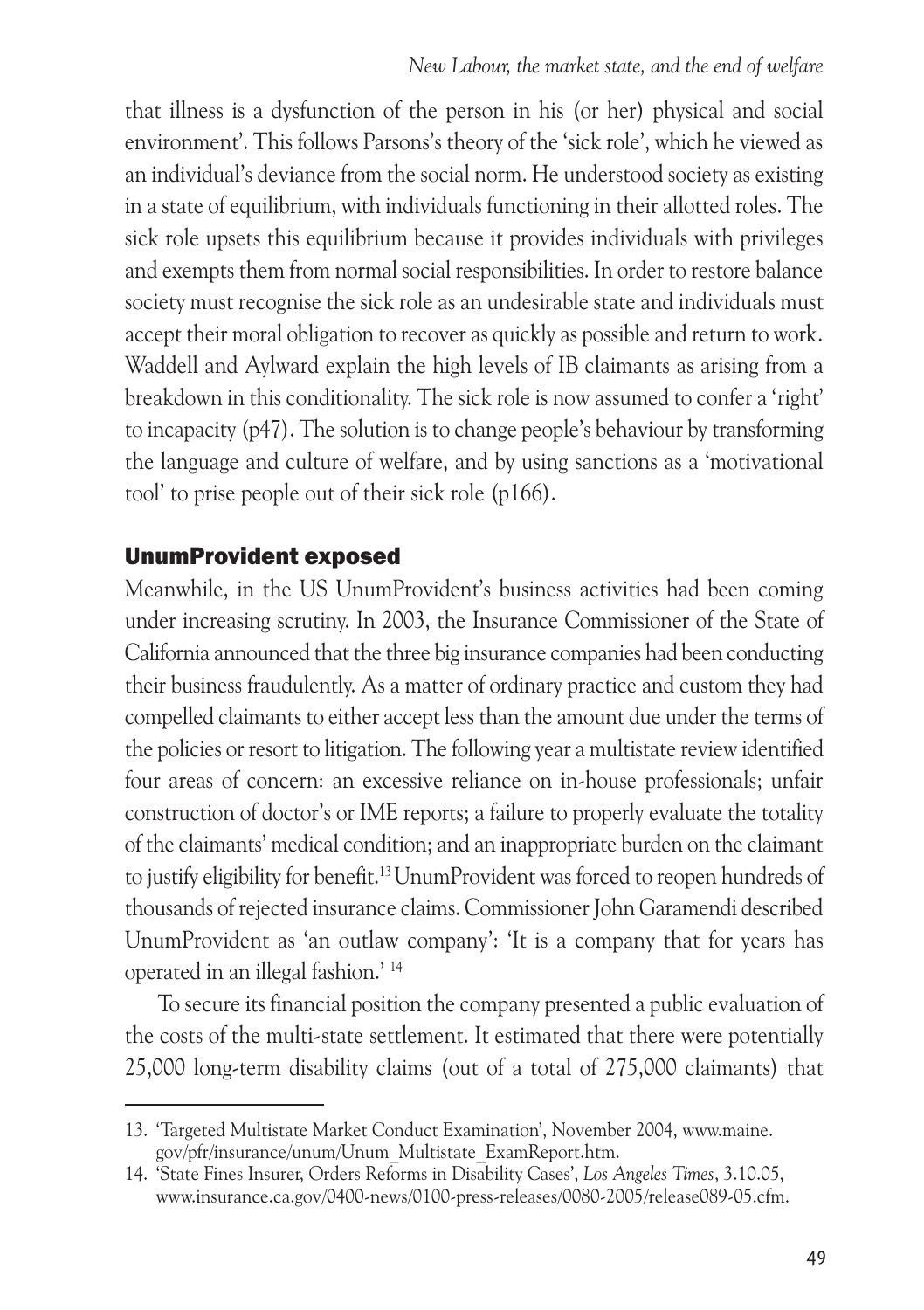that illness is a dysfunction of the person in his (or her) physical and social environment'. This follows Parsons's theory of the 'sick role', which he viewed as an individual's deviance from the social norm. He understood society as existing in a state of equilibrium, with individuals functioning in their allotted roles. The sick role upsets this equilibrium because it provides individuals with privileges and exempts them from normal social responsibilities. In order to restore balance society must recognise the sick role as an undesirable state and individuals must accept their moral obligation to recover as quickly as possible and return to work. Waddell and Aylward explain the high levels of IB claimants as arising from a breakdown in this conditionality. The sick role is now assumed to confer a 'right' to incapacity (p47). The solution is to change people's behaviour by transforming the language and culture of welfare, and by using sanctions as a 'motivational tool' to prise people out of their sick role (p166).

## UnumProvident exposed

Meanwhile, in the US UnumProvident's business activities had been coming under increasing scrutiny. In 2003, the Insurance Commissioner of the State of California announced that the three big insurance companies had been conducting their business fraudulently. As a matter of ordinary practice and custom they had compelled claimants to either accept less than the amount due under the terms of the policies or resort to litigation. The following year a multistate review identified four areas of concern: an excessive reliance on in-house professionals; unfair construction of doctor's or IME reports; a failure to properly evaluate the totality of the claimants' medical condition; and an inappropriate burden on the claimant to justify eligibility for benefit.[13] UnumProvident was forced to reopen hundreds of thousands of rejected insurance claims. Commissioner John Garamendi described UnumProvident as 'an outlaw company': 'It is a company that for years has operated in an illegal fashion.' [14]

To secure its financial position the company presented a public evaluation of the costs of the multi-state settlement. It estimated that there were potentially 25,000 long-term disability claims (out of a total of 275,000 claimants) that

---

13. 'Targeted Multistate Market Conduct Examination', November 2004, www.maine.gov/pfr/insurance/unum/Unum_Multistate_ExamReport.htm.
14. 'State Fines Insurer, Orders Reforms in Disability Cases', *Los Angeles Times*, 3.10.05, www.insurance.ca.gov/0400-news/0100-press-releases/0080-2005/release089-05.cfm.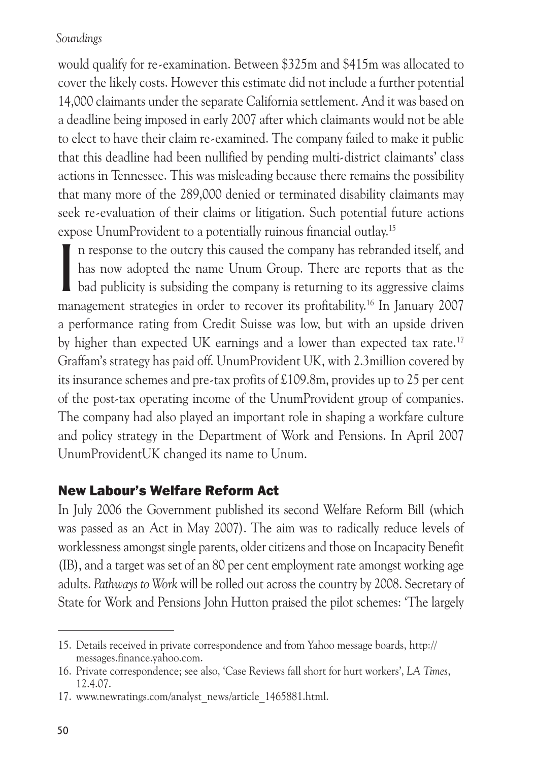would qualify for re-examination. Between \$325m and \$415m was allocated to cover the likely costs. However this estimate did not include a further potential 14,000 claimants under the separate California settlement. And it was based on a deadline being imposed in early 2007 after which claimants would not be able to elect to have their claim re-examined. The company failed to make it public that this deadline had been nullified by pending multi-district claimants' class actions in Tennessee. This was misleading because there remains the possibility that many more of the 289,000 denied or terminated disability claimants may seek re-evaluation of their claims or litigation. Such potential future actions expose UnumProvident to a potentially ruinous financial outlay.[15]

In response to the outcry this caused the company has rebranded itself, and has now adopted the name Unum Group. There are reports that as the bad publicity is subsiding the company is returning to its aggressive claims management strategies in order to recover its profitability.[16] In January 2007 a performance rating from Credit Suisse was low, but with an upside driven by higher than expected UK earnings and a lower than expected tax rate.[17] Graffam's strategy has paid off. UnumProvident UK, with 2.3million covered by its insurance schemes and pre-tax profits of £109.8m, provides up to 25 per cent of the post-tax operating income of the UnumProvident group of companies. The company had also played an important role in shaping a workfare culture and policy strategy in the Department of Work and Pensions. In April 2007 UnumProvidentUK changed its name to Unum.

## New Labour's Welfare Reform Act

In July 2006 the Government published its second Welfare Reform Bill (which was passed as an Act in May 2007). The aim was to radically reduce levels of worklessness amongst single parents, older citizens and those on Incapacity Benefit (IB), and a target was set of an 80 per cent employment rate amongst working age adults. *Pathways to Work* will be rolled out across the country by 2008. Secretary of State for Work and Pensions John Hutton praised the pilot schemes: 'The largely

15. Details received in private correspondence and from Yahoo message boards, http://messages.finance.yahoo.com.
16. Private correspondence; see also, 'Case Reviews fall short for hurt workers', *LA Times*, 12.4.07.
17. www.newratings.com/analyst_news/article_1465881.html.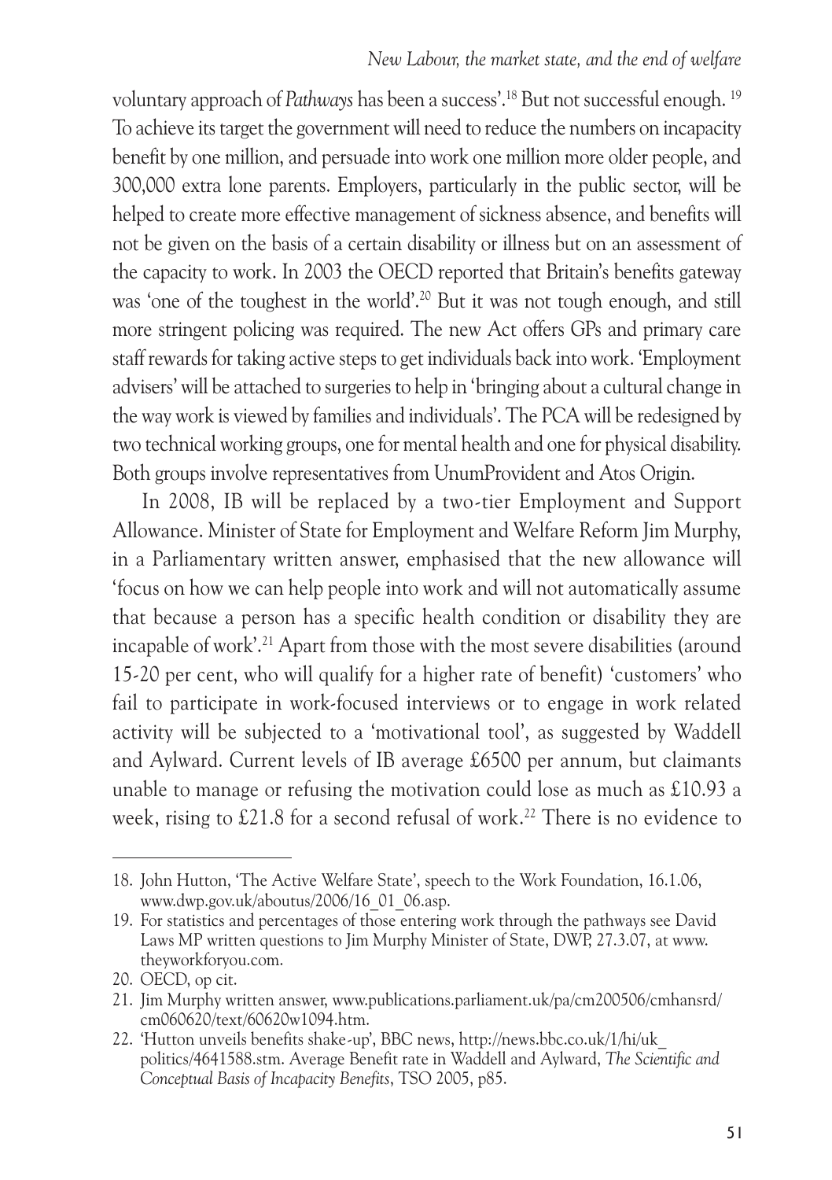voluntary approach of *Pathways* has been a success'.[18] But not successful enough. [19] To achieve its target the government will need to reduce the numbers on incapacity benefit by one million, and persuade into work one million more older people, and 300,000 extra lone parents. Employers, particularly in the public sector, will be helped to create more effective management of sickness absence, and benefits will not be given on the basis of a certain disability or illness but on an assessment of the capacity to work. In 2003 the OECD reported that Britain's benefits gateway was 'one of the toughest in the world'.[20] But it was not tough enough, and still more stringent policing was required. The new Act offers GPs and primary care staff rewards for taking active steps to get individuals back into work. 'Employment advisers' will be attached to surgeries to help in 'bringing about a cultural change in the way work is viewed by families and individuals'. The PCA will be redesigned by two technical working groups, one for mental health and one for physical disability. Both groups involve representatives from UnumProvident and Atos Origin.

In 2008, IB will be replaced by a two-tier Employment and Support Allowance. Minister of State for Employment and Welfare Reform Jim Murphy, in a Parliamentary written answer, emphasised that the new allowance will 'focus on how we can help people into work and will not automatically assume that because a person has a specific health condition or disability they are incapable of work'.[21] Apart from those with the most severe disabilities (around 15-20 per cent, who will qualify for a higher rate of benefit) 'customers' who fail to participate in work-focused interviews or to engage in work related activity will be subjected to a 'motivational tool', as suggested by Waddell and Aylward. Current levels of IB average £6500 per annum, but claimants unable to manage or refusing the motivation could lose as much as £10.93 a week, rising to £21.8 for a second refusal of work.[22] There is no evidence to

---

18. John Hutton, 'The Active Welfare State', speech to the Work Foundation, 16.1.06, www.dwp.gov.uk/aboutus/2006/16_01_06.asp.
19. For statistics and percentages of those entering work through the pathways see David Laws MP written questions to Jim Murphy Minister of State, DWP, 27.3.07, at www.theyworkforyou.com.
20. OECD, op cit.
21. Jim Murphy written answer, www.publications.parliament.uk/pa/cm200506/cmhansrd/cm060620/text/60620w1094.htm.
22. 'Hutton unveils benefits shake-up', BBC news, http://news.bbc.co.uk/1/hi/uk_politics/4641588.stm. Average Benefit rate in Waddell and Aylward, *The Scientific and Conceptual Basis of Incapacity Benefits*, TSO 2005, p85.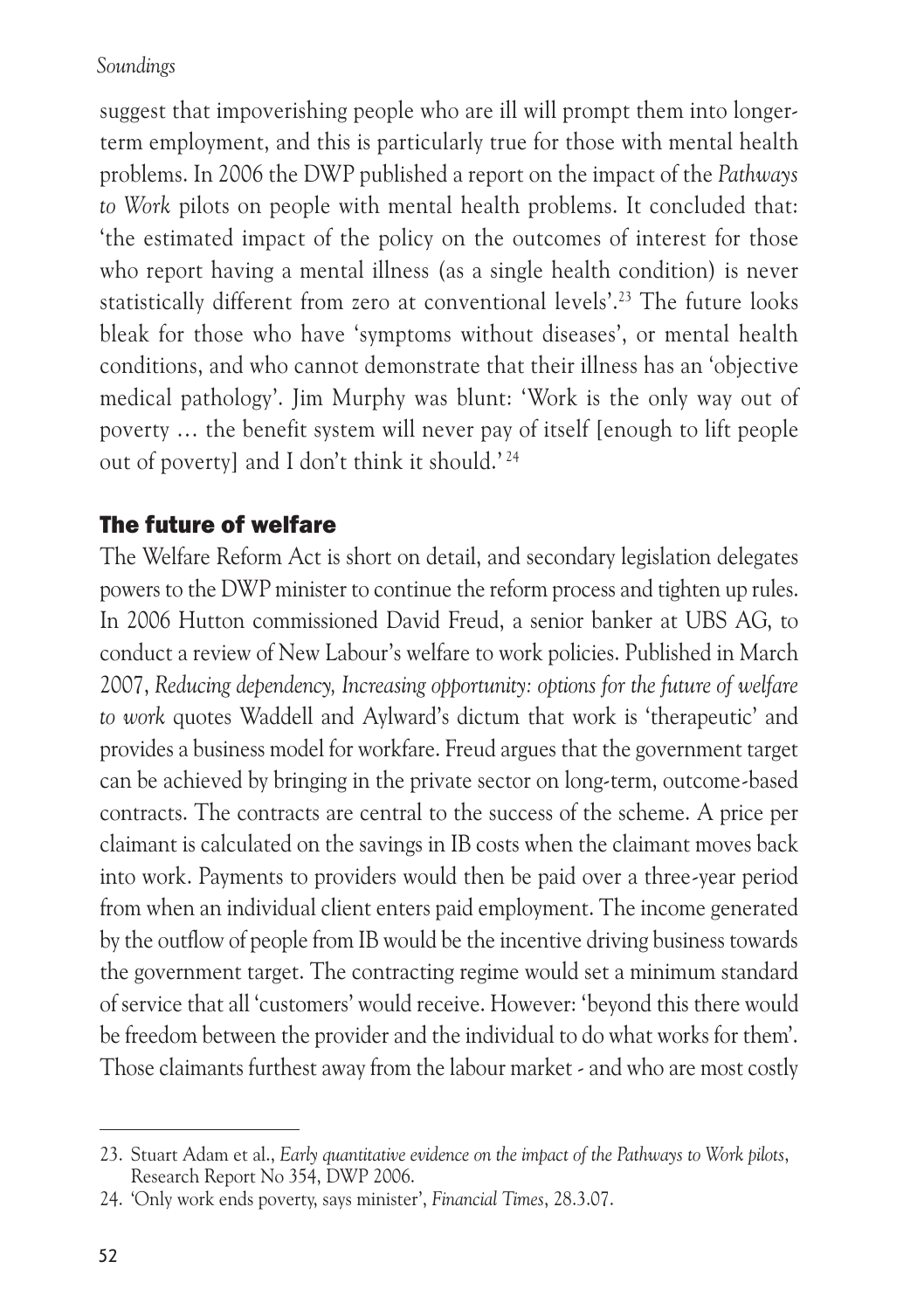suggest that impoverishing people who are ill will prompt them into longer-term employment, and this is particularly true for those with mental health problems. In 2006 the DWP published a report on the impact of the *Pathways to Work* pilots on people with mental health problems. It concluded that: 'the estimated impact of the policy on the outcomes of interest for those who report having a mental illness (as a single health condition) is never statistically different from zero at conventional levels'.[23] The future looks bleak for those who have 'symptoms without diseases', or mental health conditions, and who cannot demonstrate that their illness has an 'objective medical pathology'. Jim Murphy was blunt: 'Work is the only way out of poverty … the benefit system will never pay of itself [enough to lift people out of poverty] and I don't think it should.'[24]

## The future of welfare

The Welfare Reform Act is short on detail, and secondary legislation delegates powers to the DWP minister to continue the reform process and tighten up rules. In 2006 Hutton commissioned David Freud, a senior banker at UBS AG, to conduct a review of New Labour's welfare to work policies. Published in March 2007, *Reducing dependency, Increasing opportunity: options for the future of welfare to work* quotes Waddell and Aylward's dictum that work is 'therapeutic' and provides a business model for workfare. Freud argues that the government target can be achieved by bringing in the private sector on long-term, outcome-based contracts. The contracts are central to the success of the scheme. A price per claimant is calculated on the savings in IB costs when the claimant moves back into work. Payments to providers would then be paid over a three-year period from when an individual client enters paid employment. The income generated by the outflow of people from IB would be the incentive driving business towards the government target. The contracting regime would set a minimum standard of service that all 'customers' would receive. However: 'beyond this there would be freedom between the provider and the individual to do what works for them'. Those claimants furthest away from the labour market - and who are most costly

23. Stuart Adam et al., *Early quantitative evidence on the impact of the Pathways to Work pilots*, Research Report No 354, DWP 2006.
24. 'Only work ends poverty, says minister', *Financial Times*, 28.3.07.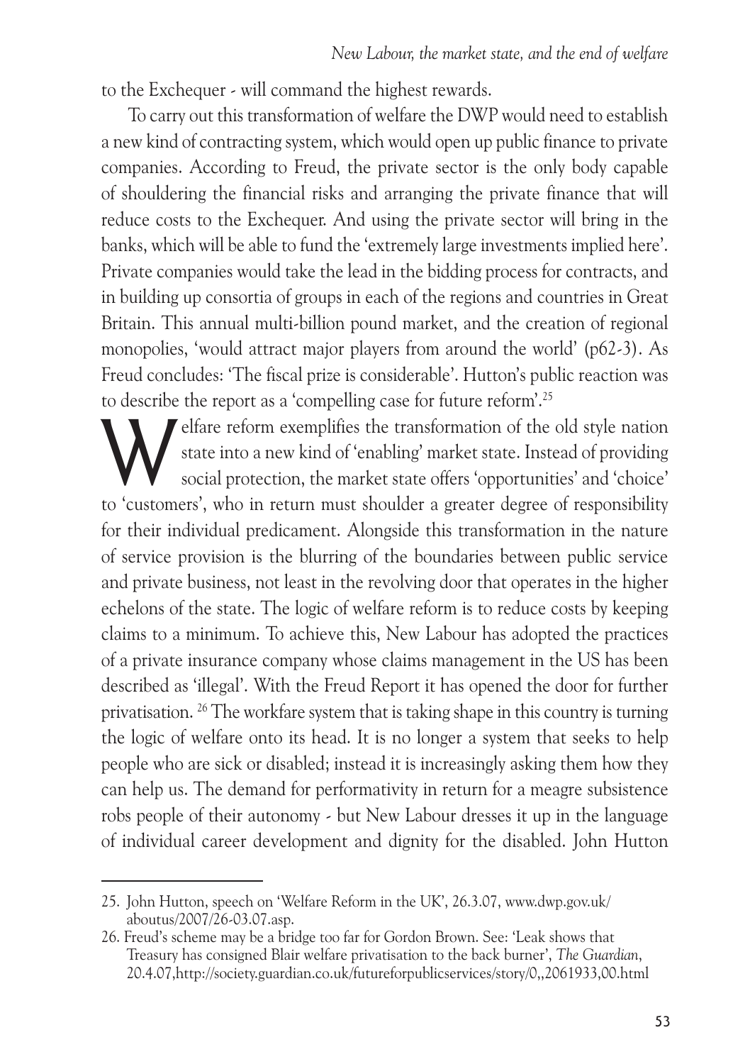to the Exchequer - will command the highest rewards.

To carry out this transformation of welfare the DWP would need to establish a new kind of contracting system, which would open up public finance to private companies. According to Freud, the private sector is the only body capable of shouldering the financial risks and arranging the private finance that will reduce costs to the Exchequer. And using the private sector will bring in the banks, which will be able to fund the 'extremely large investments implied here'. Private companies would take the lead in the bidding process for contracts, and in building up consortia of groups in each of the regions and countries in Great Britain. This annual multi-billion pound market, and the creation of regional monopolies, 'would attract major players from around the world' (p62-3). As Freud concludes: 'The fiscal prize is considerable'. Hutton's public reaction was to describe the report as a 'compelling case for future reform'.[25]

Welfare reform exemplifies the transformation of the old style nation state into a new kind of 'enabling' market state. Instead of providing social protection, the market state offers 'opportunities' and 'choice' to 'customers', who in return must shoulder a greater degree of responsibility for their individual predicament. Alongside this transformation in the nature of service provision is the blurring of the boundaries between public service and private business, not least in the revolving door that operates in the higher echelons of the state. The logic of welfare reform is to reduce costs by keeping claims to a minimum. To achieve this, New Labour has adopted the practices of a private insurance company whose claims management in the US has been described as 'illegal'. With the Freud Report it has opened the door for further privatisation. [26] The workfare system that is taking shape in this country is turning the logic of welfare onto its head. It is no longer a system that seeks to help people who are sick or disabled; instead it is increasingly asking them how they can help us. The demand for performativity in return for a meagre subsistence robs people of their autonomy - but New Labour dresses it up in the language of individual career development and dignity for the disabled. John Hutton

---

25. John Hutton, speech on 'Welfare Reform in the UK', 26.3.07, www.dwp.gov.uk/aboutus/2007/26-03.07.asp.

26. Freud's scheme may be a bridge too far for Gordon Brown. See: 'Leak shows that Treasury has consigned Blair welfare privatisation to the back burner', *The Guardian*, 20.4.07,http://society.guardian.co.uk/futureforpublicservices/story/0,,2061933,00.html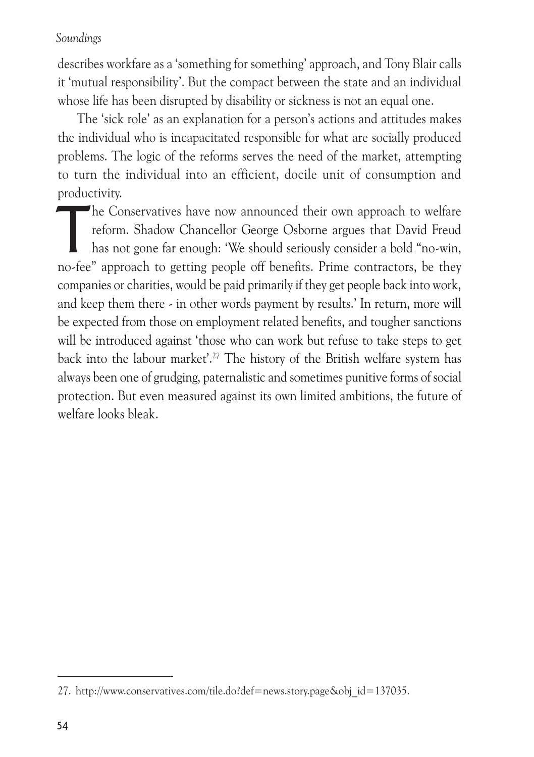describes workfare as a 'something for something' approach, and Tony Blair calls it 'mutual responsibility'. But the compact between the state and an individual whose life has been disrupted by disability or sickness is not an equal one.

The 'sick role' as an explanation for a person's actions and attitudes makes the individual who is incapacitated responsible for what are socially produced problems. The logic of the reforms serves the need of the market, attempting to turn the individual into an efficient, docile unit of consumption and productivity.

The Conservatives have now announced their own approach to welfare reform. Shadow Chancellor George Osborne argues that David Freud has not gone far enough: 'We should seriously consider a bold "no-win, no-fee" approach to getting people off benefits. Prime contractors, be they companies or charities, would be paid primarily if they get people back into work, and keep them there - in other words payment by results.' In return, more will be expected from those on employment related benefits, and tougher sanctions will be introduced against 'those who can work but refuse to take steps to get back into the labour market'.[27] The history of the British welfare system has always been one of grudging, paternalistic and sometimes punitive forms of social protection. But even measured against its own limited ambitions, the future of welfare looks bleak.

---

27. http://www.conservatives.com/tile.do?def=news.story.page&obj_id=137035.